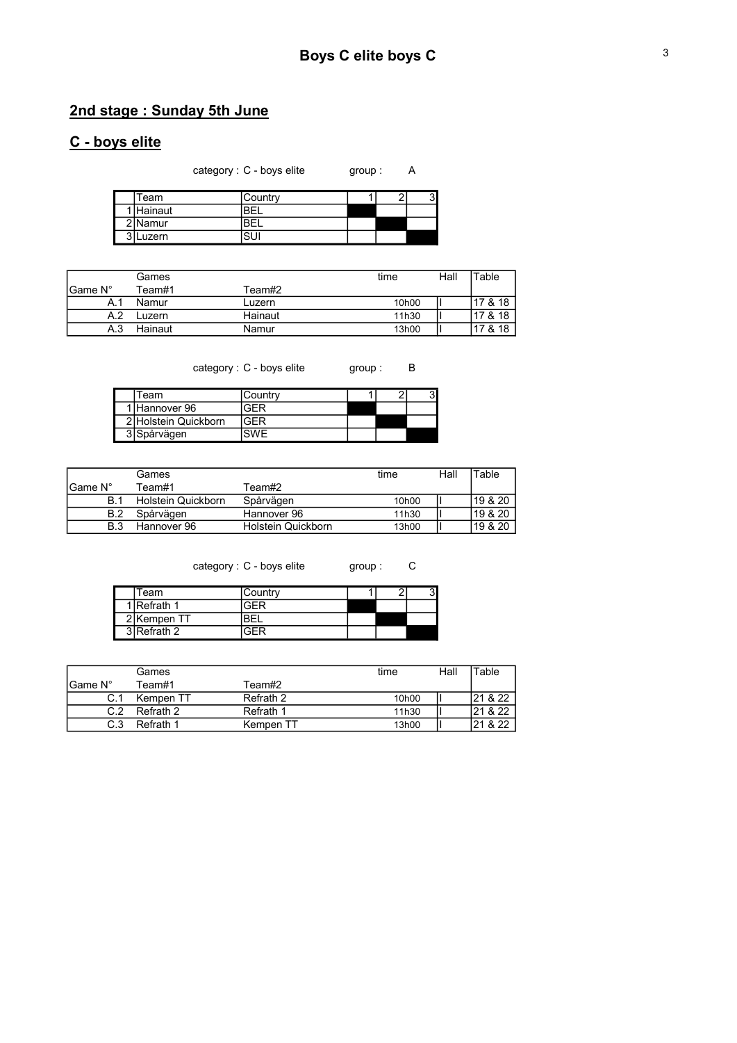# Boys C elite boys C

## 2nd stage : Sunday 5th June

## C - boys elite

category : C - boys elite group : A

| | Team | Country | 1 | 2 | 3 |
|---|---|---|---|---|---|
| 1 | Hainaut | BEL | | | |
| 2 | Namur | BEL | | | |
| 3 | Luzern | SUI | | | |

| Game N° | Games Team#1 | Team#2 | time | Hall | Table |
|---|---|---|---|---|---|
| A.1 | Namur | Luzern | 10h00 | I | 17 & 18 |
| A.2 | Luzern | Hainaut | 11h30 | I | 17 & 18 |
| A.3 | Hainaut | Namur | 13h00 | I | 17 & 18 |

category : C - boys elite group : B

| | Team | Country | 1 | 2 | 3 |
|---|---|---|---|---|---|
| 1 | Hannover 96 | GER | | | |
| 2 | Holstein Quickborn | GER | | | |
| 3 | Spårvägen | SWE | | | |

| Game N° | Games Team#1 | Team#2 | time | Hall | Table |
|---|---|---|---|---|---|
| B.1 | Holstein Quickborn | Spårvägen | 10h00 | I | 19 & 20 |
| B.2 | Spårvägen | Hannover 96 | 11h30 | I | 19 & 20 |
| B.3 | Hannover 96 | Holstein Quickborn | 13h00 | I | 19 & 20 |

category : C - boys elite group : C

| | Team | Country | 1 | 2 | 3 |
|---|---|---|---|---|---|
| 1 | Refrath 1 | GER | | | |
| 2 | Kempen TT | BEL | | | |
| 3 | Refrath 2 | GER | | | |

| Game N° | Games Team#1 | Team#2 | time | Hall | Table |
|---|---|---|---|---|---|
| C.1 | Kempen TT | Refrath 2 | 10h00 | I | 21 & 22 |
| C.2 | Refrath 2 | Refrath 1 | 11h30 | I | 21 & 22 |
| C.3 | Refrath 1 | Kempen TT | 13h00 | I | 21 & 22 |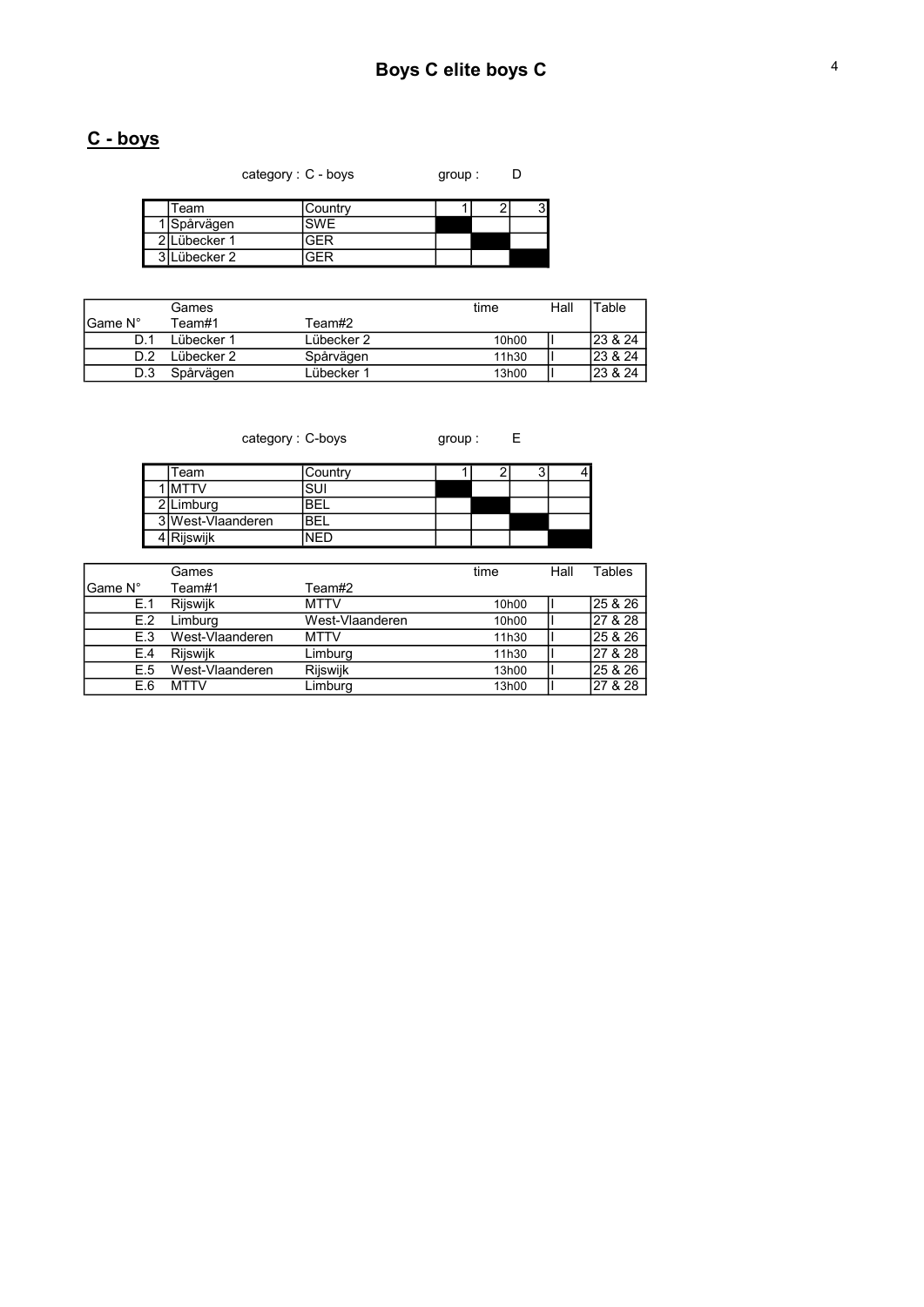# Boys C elite boys C

## C - boys

category : C - boys group : D

| | Team | Country | 1 | 2 | 3 |
|---|---|---|---|---|---|
| 1 | Spårvägen | SWE | | | |
| 2 | Lübecker 1 | GER | | | |
| 3 | Lübecker 2 | GER | | | |

| Game N° | Games Team#1 | Team#2 | time | Hall | Table |
|---|---|---|---|---|---|
| D.1 | Lübecker 1 | Lübecker 2 | 10h00 | I | 23 & 24 |
| D.2 | Lübecker 2 | Spårvägen | 11h30 | I | 23 & 24 |
| D.3 | Spårvägen | Lübecker 1 | 13h00 | I | 23 & 24 |

category : C-boys group : E

| | Team | Country | 1 | 2 | 3 | 4 |
|---|---|---|---|---|---|---|
| 1 | MTTV | SUI | | | | |
| 2 | Limburg | BEL | | | | |
| 3 | West-Vlaanderen | BEL | | | | |
| 4 | Rijswijk | NED | | | | |

| Game N° | Games Team#1 | Team#2 | time | Hall | Tables |
|---|---|---|---|---|---|
| E.1 | Rijswijk | MTTV | 10h00 | I | 25 & 26 |
| E.2 | Limburg | West-Vlaanderen | 10h00 | I | 27 & 28 |
| E.3 | West-Vlaanderen | MTTV | 11h30 | I | 25 & 26 |
| E.4 | Rijswijk | Limburg | 11h30 | I | 27 & 28 |
| E.5 | West-Vlaanderen | Rijswijk | 13h00 | I | 25 & 26 |
| E.6 | MTTV | Limburg | 13h00 | I | 27 & 28 |